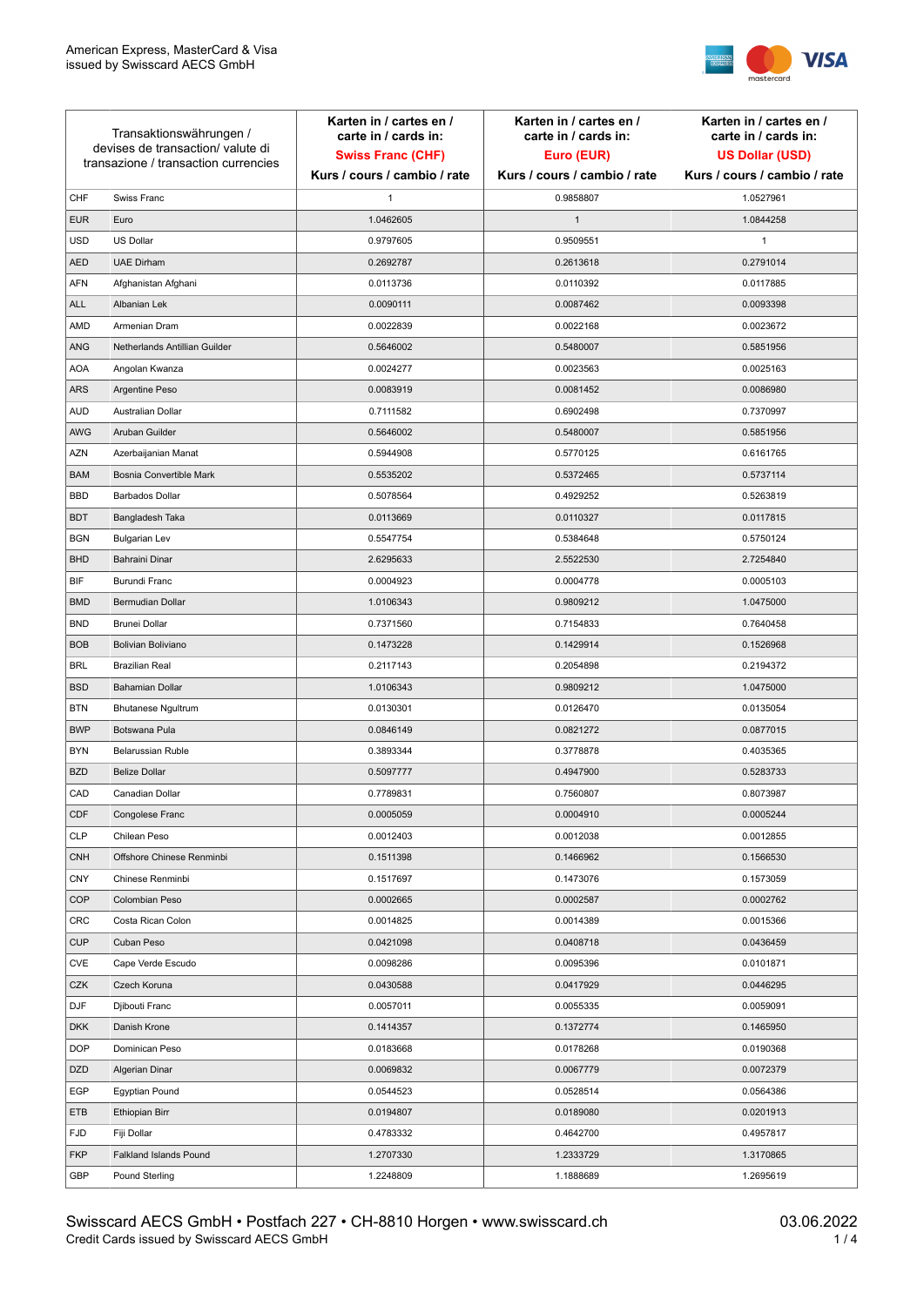American Express, MasterCard & Visa
issued by Swisscard AECS GmbH

| Transaktionswährungen / devises de transaction/ valute di transazione / transaction currencies | | Karten in / cartes en / carte in / cards in: **Swiss Franc (CHF)** Kurs / cours / cambio / rate | Karten in / cartes en / carte in / cards in: **Euro (EUR)** Kurs / cours / cambio / rate | Karten in / cartes en / carte in / cards in: **US Dollar (USD)** Kurs / cours / cambio / rate |
|---|---|---|---|---|
| CHF | Swiss Franc | 1 | 0.9858807 | 1.0527961 |
| EUR | Euro | 1.0462605 | 1 | 1.0844258 |
| USD | US Dollar | 0.9797605 | 0.9509551 | 1 |
| AED | UAE Dirham | 0.2692787 | 0.2613618 | 0.2791014 |
| AFN | Afghanistan Afghani | 0.0113736 | 0.0110392 | 0.0117885 |
| ALL | Albanian Lek | 0.0090111 | 0.0087462 | 0.0093398 |
| AMD | Armenian Dram | 0.0022839 | 0.0022168 | 0.0023672 |
| ANG | Netherlands Antillian Guilder | 0.5646002 | 0.5480007 | 0.5851956 |
| AOA | Angolan Kwanza | 0.0024277 | 0.0023563 | 0.0025163 |
| ARS | Argentine Peso | 0.0083919 | 0.0081452 | 0.0086980 |
| AUD | Australian Dollar | 0.7111582 | 0.6902498 | 0.7370997 |
| AWG | Aruban Guilder | 0.5646002 | 0.5480007 | 0.5851956 |
| AZN | Azerbaijanian Manat | 0.5944908 | 0.5770125 | 0.6161765 |
| BAM | Bosnia Convertible Mark | 0.5535202 | 0.5372465 | 0.5737114 |
| BBD | Barbados Dollar | 0.5078564 | 0.4929252 | 0.5263819 |
| BDT | Bangladesh Taka | 0.0113669 | 0.0110327 | 0.0117815 |
| BGN | Bulgarian Lev | 0.5547754 | 0.5384648 | 0.5750124 |
| BHD | Bahraini Dinar | 2.6295633 | 2.5522530 | 2.7254840 |
| BIF | Burundi Franc | 0.0004923 | 0.0004778 | 0.0005103 |
| BMD | Bermudian Dollar | 1.0106343 | 0.9809212 | 1.0475000 |
| BND | Brunei Dollar | 0.7371560 | 0.7154833 | 0.7640458 |
| BOB | Bolivian Boliviano | 0.1473228 | 0.1429914 | 0.1526968 |
| BRL | Brazilian Real | 0.2117143 | 0.2054898 | 0.2194372 |
| BSD | Bahamian Dollar | 1.0106343 | 0.9809212 | 1.0475000 |
| BTN | Bhutanese Ngultrum | 0.0130301 | 0.0126470 | 0.0135054 |
| BWP | Botswana Pula | 0.0846149 | 0.0821272 | 0.0877015 |
| BYN | Belarussian Ruble | 0.3893344 | 0.3778878 | 0.4035365 |
| BZD | Belize Dollar | 0.5097777 | 0.4947900 | 0.5283733 |
| CAD | Canadian Dollar | 0.7789831 | 0.7560807 | 0.8073987 |
| CDF | Congolese Franc | 0.0005059 | 0.0004910 | 0.0005244 |
| CLP | Chilean Peso | 0.0012403 | 0.0012038 | 0.0012855 |
| CNH | Offshore Chinese Renminbi | 0.1511398 | 0.1466962 | 0.1566530 |
| CNY | Chinese Renminbi | 0.1517697 | 0.1473076 | 0.1573059 |
| COP | Colombian Peso | 0.0002665 | 0.0002587 | 0.0002762 |
| CRC | Costa Rican Colon | 0.0014825 | 0.0014389 | 0.0015366 |
| CUP | Cuban Peso | 0.0421098 | 0.0408718 | 0.0436459 |
| CVE | Cape Verde Escudo | 0.0098286 | 0.0095396 | 0.0101871 |
| CZK | Czech Koruna | 0.0430588 | 0.0417929 | 0.0446295 |
| DJF | Djibouti Franc | 0.0057011 | 0.0055335 | 0.0059091 |
| DKK | Danish Krone | 0.1414357 | 0.1372774 | 0.1465950 |
| DOP | Dominican Peso | 0.0183668 | 0.0178268 | 0.0190368 |
| DZD | Algerian Dinar | 0.0069832 | 0.0067779 | 0.0072379 |
| EGP | Egyptian Pound | 0.0544523 | 0.0528514 | 0.0564386 |
| ETB | Ethiopian Birr | 0.0194807 | 0.0189080 | 0.0201913 |
| FJD | Fiji Dollar | 0.4783332 | 0.4642700 | 0.4957817 |
| FKP | Falkland Islands Pound | 1.2707330 | 1.2333729 | 1.3170865 |
| GBP | Pound Sterling | 1.2248809 | 1.1888689 | 1.2695619 |

Swisscard AECS GmbH • Postfach 227 • CH-8810 Horgen • www.swisscard.ch
Credit Cards issued by Swisscard AECS GmbH

03.06.2022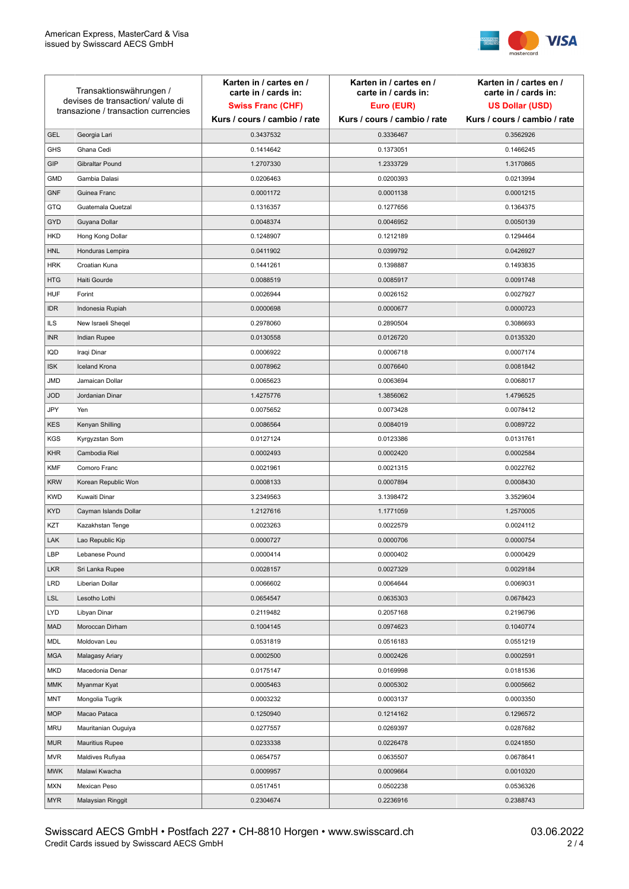| Transaktionswährungen / devises de transaction/ valute di transazione / transaction currencies | | Karten in / cartes en / carte in / cards in: **Swiss Franc (CHF)** Kurs / cours / cambio / rate | Karten in / cartes en / carte in / cards in: **Euro (EUR)** Kurs / cours / cambio / rate | Karten in / cartes en / carte in / cards in: **US Dollar (USD)** Kurs / cours / cambio / rate |
|---|---|---|---|---|
| GEL | Georgia Lari | 0.3437532 | 0.3336467 | 0.3562926 |
| GHS | Ghana Cedi | 0.1414642 | 0.1373051 | 0.1466245 |
| GIP | Gibraltar Pound | 1.2707330 | 1.2333729 | 1.3170865 |
| GMD | Gambia Dalasi | 0.0206463 | 0.0200393 | 0.0213994 |
| GNF | Guinea Franc | 0.0001172 | 0.0001138 | 0.0001215 |
| GTQ | Guatemala Quetzal | 0.1316357 | 0.1277656 | 0.1364375 |
| GYD | Guyana Dollar | 0.0048374 | 0.0046952 | 0.0050139 |
| HKD | Hong Kong Dollar | 0.1248907 | 0.1212189 | 0.1294464 |
| HNL | Honduras Lempira | 0.0411902 | 0.0399792 | 0.0426927 |
| HRK | Croatian Kuna | 0.1441261 | 0.1398887 | 0.1493835 |
| HTG | Haiti Gourde | 0.0088519 | 0.0085917 | 0.0091748 |
| HUF | Forint | 0.0026944 | 0.0026152 | 0.0027927 |
| IDR | Indonesia Rupiah | 0.0000698 | 0.0000677 | 0.0000723 |
| ILS | New Israeli Sheqel | 0.2978060 | 0.2890504 | 0.3086693 |
| INR | Indian Rupee | 0.0130558 | 0.0126720 | 0.0135320 |
| IQD | Iraqi Dinar | 0.0006922 | 0.0006718 | 0.0007174 |
| ISK | Iceland Krona | 0.0078962 | 0.0076640 | 0.0081842 |
| JMD | Jamaican Dollar | 0.0065623 | 0.0063694 | 0.0068017 |
| JOD | Jordanian Dinar | 1.4275776 | 1.3856062 | 1.4796525 |
| JPY | Yen | 0.0075652 | 0.0073428 | 0.0078412 |
| KES | Kenyan Shilling | 0.0086564 | 0.0084019 | 0.0089722 |
| KGS | Kyrgyzstan Som | 0.0127124 | 0.0123386 | 0.0131761 |
| KHR | Cambodia Riel | 0.0002493 | 0.0002420 | 0.0002584 |
| KMF | Comoro Franc | 0.0021961 | 0.0021315 | 0.0022762 |
| KRW | Korean Republic Won | 0.0008133 | 0.0007894 | 0.0008430 |
| KWD | Kuwaiti Dinar | 3.2349563 | 3.1398472 | 3.3529604 |
| KYD | Cayman Islands Dollar | 1.2127616 | 1.1771059 | 1.2570005 |
| KZT | Kazakhstan Tenge | 0.0023263 | 0.0022579 | 0.0024112 |
| LAK | Lao Republic Kip | 0.0000727 | 0.0000706 | 0.0000754 |
| LBP | Lebanese Pound | 0.0000414 | 0.0000402 | 0.0000429 |
| LKR | Sri Lanka Rupee | 0.0028157 | 0.0027329 | 0.0029184 |
| LRD | Liberian Dollar | 0.0066602 | 0.0064644 | 0.0069031 |
| LSL | Lesotho Lothi | 0.0654547 | 0.0635303 | 0.0678423 |
| LYD | Libyan Dinar | 0.2119482 | 0.2057168 | 0.2196796 |
| MAD | Moroccan Dirham | 0.1004145 | 0.0974623 | 0.1040774 |
| MDL | Moldovan Leu | 0.0531819 | 0.0516183 | 0.0551219 |
| MGA | Malagasy Ariary | 0.0002500 | 0.0002426 | 0.0002591 |
| MKD | Macedonia Denar | 0.0175147 | 0.0169998 | 0.0181536 |
| MMK | Myanmar Kyat | 0.0005463 | 0.0005302 | 0.0005662 |
| MNT | Mongolia Tugrik | 0.0003232 | 0.0003137 | 0.0003350 |
| MOP | Macao Pataca | 0.1250940 | 0.1214162 | 0.1296572 |
| MRU | Mauritanian Ouguiya | 0.0277557 | 0.0269397 | 0.0287682 |
| MUR | Mauritius Rupee | 0.0233338 | 0.0226478 | 0.0241850 |
| MVR | Maldives Rufiyaa | 0.0654757 | 0.0635507 | 0.0678641 |
| MWK | Malawi Kwacha | 0.0009957 | 0.0009664 | 0.0010320 |
| MXN | Mexican Peso | 0.0517451 | 0.0502238 | 0.0536326 |
| MYR | Malaysian Ringgit | 0.2304674 | 0.2236916 | 0.2388743 |

Swisscard AECS GmbH • Postfach 227 • CH-8810 Horgen • www.swisscard.ch
Credit Cards issued by Swisscard AECS GmbH

03.06.2022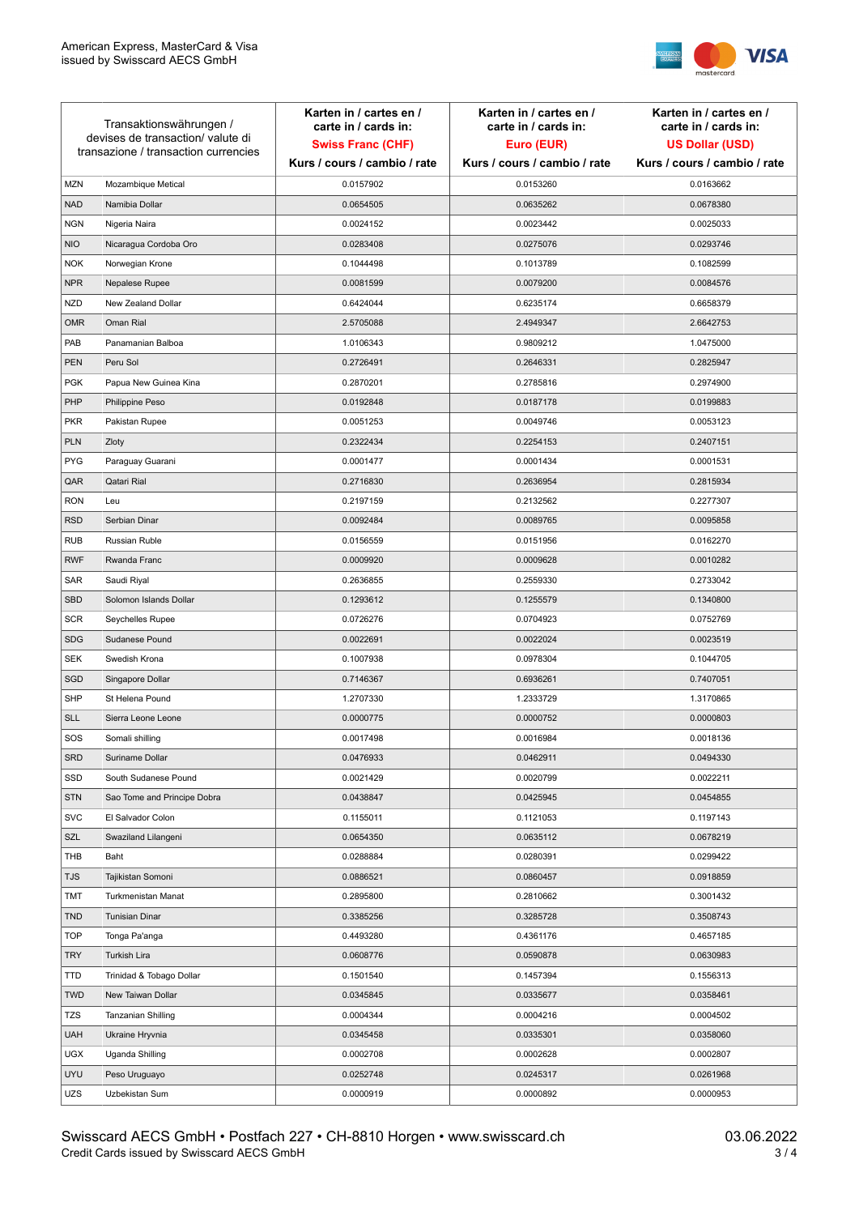| Transaktionswährungen / devises de transaction/ valute di transazione / transaction currencies | | Karten in / cartes en / carte in / cards in: **Swiss Franc (CHF)** Kurs / cours / cambio / rate | Karten in / cartes en / carte in / cards in: **Euro (EUR)** Kurs / cours / cambio / rate | Karten in / cartes en / carte in / cards in: **US Dollar (USD)** Kurs / cours / cambio / rate |
|---|---|---|---|---|
| MZN | Mozambique Metical | 0.0157902 | 0.0153260 | 0.0163662 |
| NAD | Namibia Dollar | 0.0654505 | 0.0635262 | 0.0678380 |
| NGN | Nigeria Naira | 0.0024152 | 0.0023442 | 0.0025033 |
| NIO | Nicaragua Cordoba Oro | 0.0283408 | 0.0275076 | 0.0293746 |
| NOK | Norwegian Krone | 0.1044498 | 0.1013789 | 0.1082599 |
| NPR | Nepalese Rupee | 0.0081599 | 0.0079200 | 0.0084576 |
| NZD | New Zealand Dollar | 0.6424044 | 0.6235174 | 0.6658379 |
| OMR | Oman Rial | 2.5705088 | 2.4949347 | 2.6642753 |
| PAB | Panamanian Balboa | 1.0106343 | 0.9809212 | 1.0475000 |
| PEN | Peru Sol | 0.2726491 | 0.2646331 | 0.2825947 |
| PGK | Papua New Guinea Kina | 0.2870201 | 0.2785816 | 0.2974900 |
| PHP | Philippine Peso | 0.0192848 | 0.0187178 | 0.0199883 |
| PKR | Pakistan Rupee | 0.0051253 | 0.0049746 | 0.0053123 |
| PLN | Zloty | 0.2322434 | 0.2254153 | 0.2407151 |
| PYG | Paraguay Guarani | 0.0001477 | 0.0001434 | 0.0001531 |
| QAR | Qatari Rial | 0.2716830 | 0.2636954 | 0.2815934 |
| RON | Leu | 0.2197159 | 0.2132562 | 0.2277307 |
| RSD | Serbian Dinar | 0.0092484 | 0.0089765 | 0.0095858 |
| RUB | Russian Ruble | 0.0156559 | 0.0151956 | 0.0162270 |
| RWF | Rwanda Franc | 0.0009920 | 0.0009628 | 0.0010282 |
| SAR | Saudi Riyal | 0.2636855 | 0.2559330 | 0.2733042 |
| SBD | Solomon Islands Dollar | 0.1293612 | 0.1255579 | 0.1340800 |
| SCR | Seychelles Rupee | 0.0726276 | 0.0704923 | 0.0752769 |
| SDG | Sudanese Pound | 0.0022691 | 0.0022024 | 0.0023519 |
| SEK | Swedish Krona | 0.1007938 | 0.0978304 | 0.1044705 |
| SGD | Singapore Dollar | 0.7146367 | 0.6936261 | 0.7407051 |
| SHP | St Helena Pound | 1.2707330 | 1.2333729 | 1.3170865 |
| SLL | Sierra Leone Leone | 0.0000775 | 0.0000752 | 0.0000803 |
| SOS | Somali shilling | 0.0017498 | 0.0016984 | 0.0018136 |
| SRD | Suriname Dollar | 0.0476933 | 0.0462911 | 0.0494330 |
| SSD | South Sudanese Pound | 0.0021429 | 0.0020799 | 0.0022211 |
| STN | Sao Tome and Principe Dobra | 0.0438847 | 0.0425945 | 0.0454855 |
| SVC | El Salvador Colon | 0.1155011 | 0.1121053 | 0.1197143 |
| SZL | Swaziland Lilangeni | 0.0654350 | 0.0635112 | 0.0678219 |
| THB | Baht | 0.0288884 | 0.0280391 | 0.0299422 |
| TJS | Tajikistan Somoni | 0.0886521 | 0.0860457 | 0.0918859 |
| TMT | Turkmenistan Manat | 0.2895800 | 0.2810662 | 0.3001432 |
| TND | Tunisian Dinar | 0.3385256 | 0.3285728 | 0.3508743 |
| TOP | Tonga Pa'anga | 0.4493280 | 0.4361176 | 0.4657185 |
| TRY | Turkish Lira | 0.0608776 | 0.0590878 | 0.0630983 |
| TTD | Trinidad & Tobago Dollar | 0.1501540 | 0.1457394 | 0.1556313 |
| TWD | New Taiwan Dollar | 0.0345845 | 0.0335677 | 0.0358461 |
| TZS | Tanzanian Shilling | 0.0004344 | 0.0004216 | 0.0004502 |
| UAH | Ukraine Hryvnia | 0.0345458 | 0.0335301 | 0.0358060 |
| UGX | Uganda Shilling | 0.0002708 | 0.0002628 | 0.0002807 |
| UYU | Peso Uruguayo | 0.0252748 | 0.0245317 | 0.0261968 |
| UZS | Uzbekistan Sum | 0.0000919 | 0.0000892 | 0.0000953 |

Swisscard AECS GmbH • Postfach 227 • CH-8810 Horgen • www.swisscard.ch
Credit Cards issued by Swisscard AECS GmbH

03.06.2022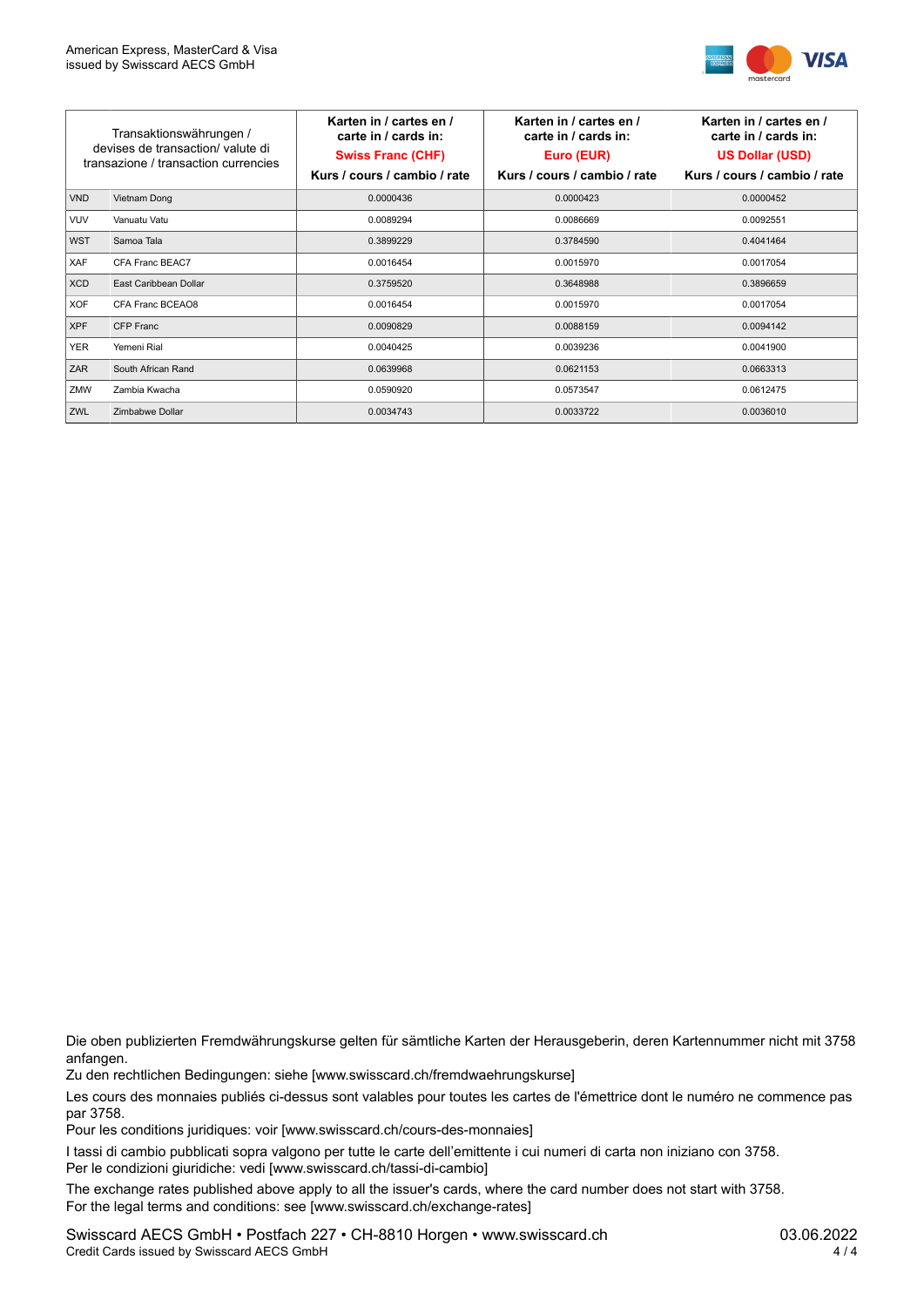| Transaktionswährungen / devises de transaction/ valute di transazione / transaction currencies | | Karten in / cartes en / carte in / cards in: **Swiss Franc (CHF)** Kurs / cours / cambio / rate | Karten in / cartes en / carte in / cards in: **Euro (EUR)** Kurs / cours / cambio / rate | Karten in / cartes en / carte in / cards in: **US Dollar (USD)** Kurs / cours / cambio / rate |
|---|---|---|---|---|
| VND | Vietnam Dong | 0.0000436 | 0.0000423 | 0.0000452 |
| VUV | Vanuatu Vatu | 0.0089294 | 0.0086669 | 0.0092551 |
| WST | Samoa Tala | 0.3899229 | 0.3784590 | 0.4041464 |
| XAF | CFA Franc BEAC7 | 0.0016454 | 0.0015970 | 0.0017054 |
| XCD | East Caribbean Dollar | 0.3759520 | 0.3648988 | 0.3896659 |
| XOF | CFA Franc BCEAO8 | 0.0016454 | 0.0015970 | 0.0017054 |
| XPF | CFP Franc | 0.0090829 | 0.0088159 | 0.0094142 |
| YER | Yemeni Rial | 0.0040425 | 0.0039236 | 0.0041900 |
| ZAR | South African Rand | 0.0639968 | 0.0621153 | 0.0663313 |
| ZMW | Zambia Kwacha | 0.0590920 | 0.0573547 | 0.0612475 |
| ZWL | Zimbabwe Dollar | 0.0034743 | 0.0033722 | 0.0036010 |

Die oben publizierten Fremdwährungskurse gelten für sämtliche Karten der Herausgeberin, deren Kartennummer nicht mit 3758 anfangen.
Zu den rechtlichen Bedingungen: siehe [www.swisscard.ch/fremdwaehrungskurse]

Les cours des monnaies publiés ci-dessus sont valables pour toutes les cartes de l'émettrice dont le numéro ne commence pas par 3758.
Pour les conditions juridiques: voir [www.swisscard.ch/cours-des-monnaies]

I tassi di cambio pubblicati sopra valgono per tutte le carte dell'emittente i cui numeri di carta non iniziano con 3758.
Per le condizioni giuridiche: vedi [www.swisscard.ch/tassi-di-cambio]

The exchange rates published above apply to all the issuer's cards, where the card number does not start with 3758.
For the legal terms and conditions: see [www.swisscard.ch/exchange-rates]

Swisscard AECS GmbH • Postfach 227 • CH-8810 Horgen • www.swisscard.ch
Credit Cards issued by Swisscard AECS GmbH

03.06.2022